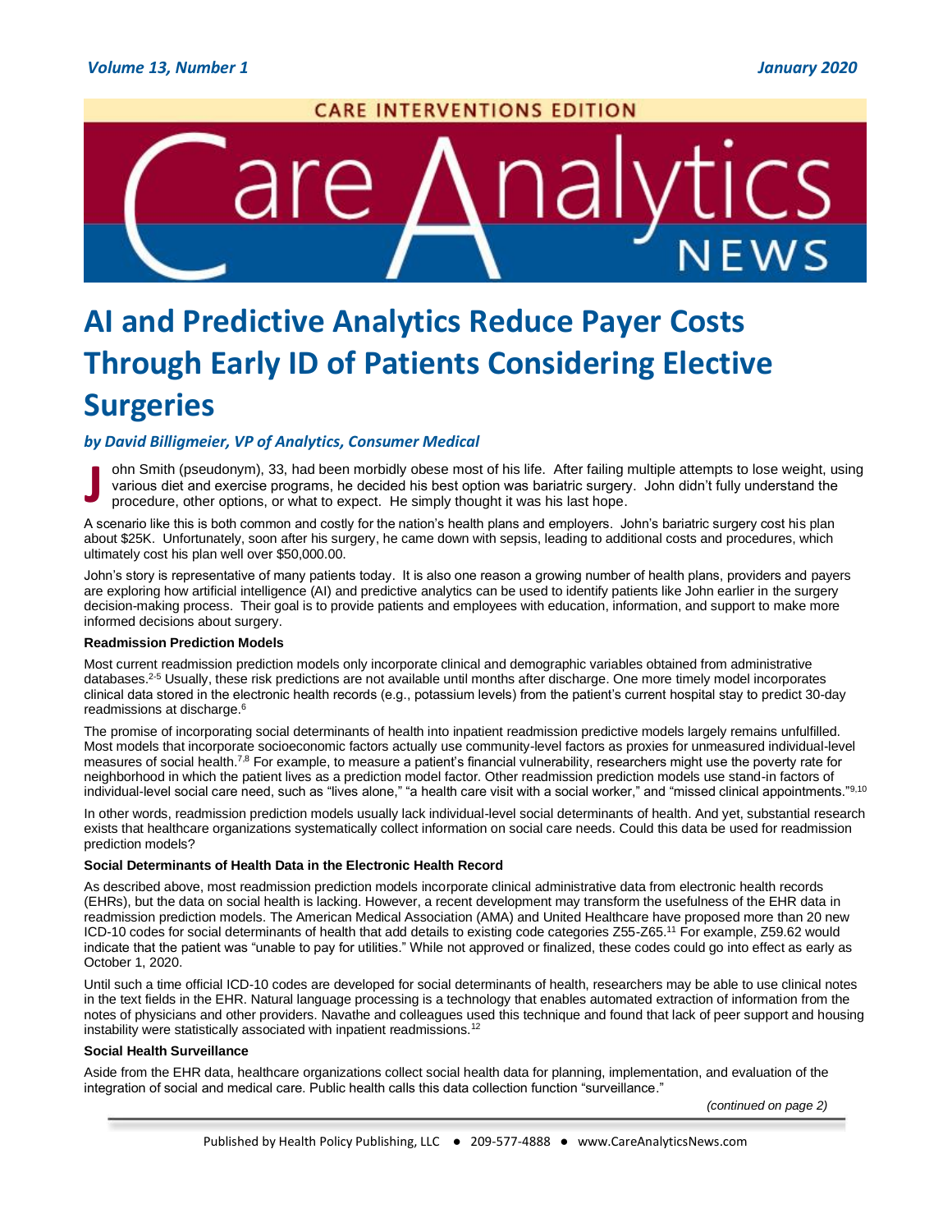# AI and Predictive Analytics Reduce Payer Costs Through Early ID of Patients Considering Elective Surgeries

***by David Billigmeier, VP of Analytics, Consumer Medical***

John Smith (pseudonym), 33, had been morbidly obese most of his life. After failing multiple attempts to lose weight, using various diet and exercise programs, he decided his best option was bariatric surgery. John didn't fully understand the procedure, other options, or what to expect. He simply thought it was his last hope.

A scenario like this is both common and costly for the nation's health plans and employers. John's bariatric surgery cost his plan about $25K. Unfortunately, soon after his surgery, he came down with sepsis, leading to additional costs and procedures, which ultimately cost his plan well over $50,000.00.

John's story is representative of many patients today. It is also one reason a growing number of health plans, providers and payers are exploring how artificial intelligence (AI) and predictive analytics can be used to identify patients like John earlier in the surgery decision-making process. Their goal is to provide patients and employees with education, information, and support to make more informed decisions about surgery.

**Readmission Prediction Models**

Most current readmission prediction models only incorporate clinical and demographic variables obtained from administrative databases.[2-5] Usually, these risk predictions are not available until months after discharge. One more timely model incorporates clinical data stored in the electronic health records (e.g., potassium levels) from the patient's current hospital stay to predict 30-day readmissions at discharge.[6]

The promise of incorporating social determinants of health into inpatient readmission predictive models largely remains unfulfilled. Most models that incorporate socioeconomic factors actually use community-level factors as proxies for unmeasured individual-level measures of social health.[7,8] For example, to measure a patient's financial vulnerability, researchers might use the poverty rate for neighborhood in which the patient lives as a prediction model factor. Other readmission prediction models use stand-in factors of individual-level social care need, such as "lives alone," "a health care visit with a social worker," and "missed clinical appointments."[9,10]

In other words, readmission prediction models usually lack individual-level social determinants of health. And yet, substantial research exists that healthcare organizations systematically collect information on social care needs. Could this data be used for readmission prediction models?

**Social Determinants of Health Data in the Electronic Health Record**

As described above, most readmission prediction models incorporate clinical administrative data from electronic health records (EHRs), but the data on social health is lacking. However, a recent development may transform the usefulness of the EHR data in readmission prediction models. The American Medical Association (AMA) and United Healthcare have proposed more than 20 new ICD-10 codes for social determinants of health that add details to existing code categories Z55-Z65.[11] For example, Z59.62 would indicate that the patient was "unable to pay for utilities." While not approved or finalized, these codes could go into effect as early as October 1, 2020.

Until such a time official ICD-10 codes are developed for social determinants of health, researchers may be able to use clinical notes in the text fields in the EHR. Natural language processing is a technology that enables automated extraction of information from the notes of physicians and other providers. Navathe and colleagues used this technique and found that lack of peer support and housing instability were statistically associated with inpatient readmissions.[12]

**Social Health Surveillance**

Aside from the EHR data, healthcare organizations collect social health data for planning, implementation, and evaluation of the integration of social and medical care. Public health calls this data collection function "surveillance."

*(continued on page 2)*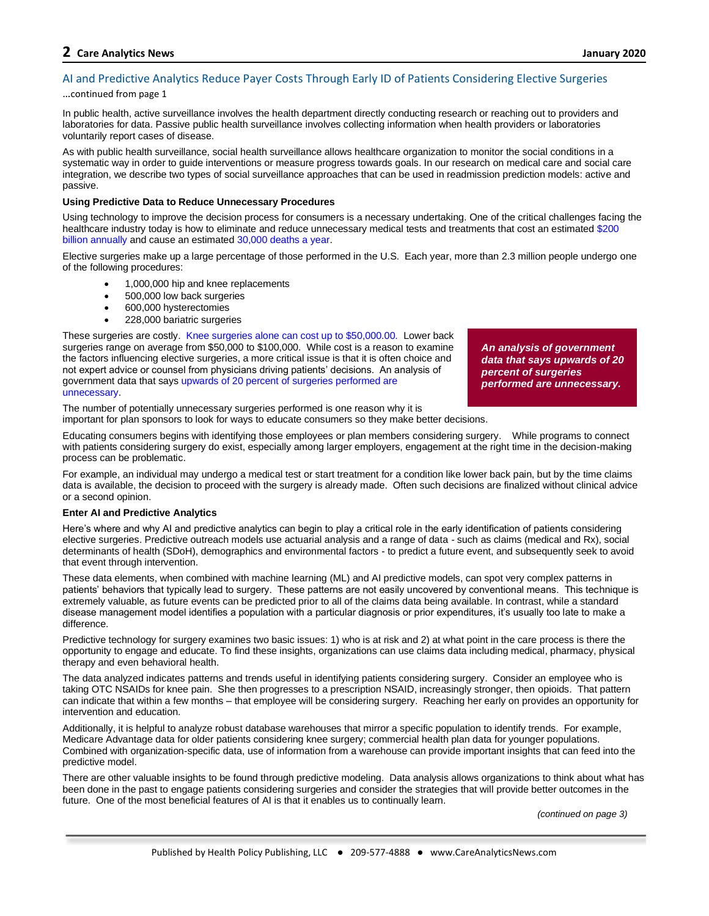## AI and Predictive Analytics Reduce Payer Costs Through Early ID of Patients Considering Elective Surgeries

…continued from page 1

In public health, active surveillance involves the health department directly conducting research or reaching out to providers and laboratories for data. Passive public health surveillance involves collecting information when health providers or laboratories voluntarily report cases of disease.

As with public health surveillance, social health surveillance allows healthcare organization to monitor the social conditions in a systematic way in order to guide interventions or measure progress towards goals. In our research on medical care and social care integration, we describe two types of social surveillance approaches that can be used in readmission prediction models: active and passive.

**Using Predictive Data to Reduce Unnecessary Procedures**

Using technology to improve the decision process for consumers is a necessary undertaking. One of the critical challenges facing the healthcare industry today is how to eliminate and reduce unnecessary medical tests and treatments that cost an estimated $200 billion annually and cause an estimated 30,000 deaths a year.

Elective surgeries make up a large percentage of those performed in the U.S. Each year, more than 2.3 million people undergo one of the following procedures:

- 1,000,000 hip and knee replacements
- 500,000 low back surgeries
- 600,000 hysterectomies
- 228,000 bariatric surgeries

These surgeries are costly. Knee surgeries alone can cost up to $50,000.00. Lower back surgeries range on average from $50,000 to $100,000. While cost is a reason to examine the factors influencing elective surgeries, a more critical issue is that it is often choice and not expert advice or counsel from physicians driving patients' decisions. An analysis of government data that says upwards of 20 percent of surgeries performed are unnecessary.

***An analysis of government data that says upwards of 20 percent of surgeries performed are unnecessary.***

The number of potentially unnecessary surgeries performed is one reason why it is important for plan sponsors to look for ways to educate consumers so they make better decisions.

Educating consumers begins with identifying those employees or plan members considering surgery. While programs to connect with patients considering surgery do exist, especially among larger employers, engagement at the right time in the decision-making process can be problematic.

For example, an individual may undergo a medical test or start treatment for a condition like lower back pain, but by the time claims data is available, the decision to proceed with the surgery is already made. Often such decisions are finalized without clinical advice or a second opinion.

**Enter AI and Predictive Analytics**

Here's where and why AI and predictive analytics can begin to play a critical role in the early identification of patients considering elective surgeries. Predictive outreach models use actuarial analysis and a range of data - such as claims (medical and Rx), social determinants of health (SDoH), demographics and environmental factors - to predict a future event, and subsequently seek to avoid that event through intervention.

These data elements, when combined with machine learning (ML) and AI predictive models, can spot very complex patterns in patients' behaviors that typically lead to surgery. These patterns are not easily uncovered by conventional means. This technique is extremely valuable, as future events can be predicted prior to all of the claims data being available. In contrast, while a standard disease management model identifies a population with a particular diagnosis or prior expenditures, it's usually too late to make a difference.

Predictive technology for surgery examines two basic issues: 1) who is at risk and 2) at what point in the care process is there the opportunity to engage and educate. To find these insights, organizations can use claims data including medical, pharmacy, physical therapy and even behavioral health.

The data analyzed indicates patterns and trends useful in identifying patients considering surgery. Consider an employee who is taking OTC NSAIDs for knee pain. She then progresses to a prescription NSAID, increasingly stronger, then opioids. That pattern can indicate that within a few months – that employee will be considering surgery. Reaching her early on provides an opportunity for intervention and education.

Additionally, it is helpful to analyze robust database warehouses that mirror a specific population to identify trends. For example, Medicare Advantage data for older patients considering knee surgery; commercial health plan data for younger populations. Combined with organization-specific data, use of information from a warehouse can provide important insights that can feed into the predictive model.

There are other valuable insights to be found through predictive modeling. Data analysis allows organizations to think about what has been done in the past to engage patients considering surgeries and consider the strategies that will provide better outcomes in the future. One of the most beneficial features of AI is that it enables us to continually learn.

*(continued on page 3)*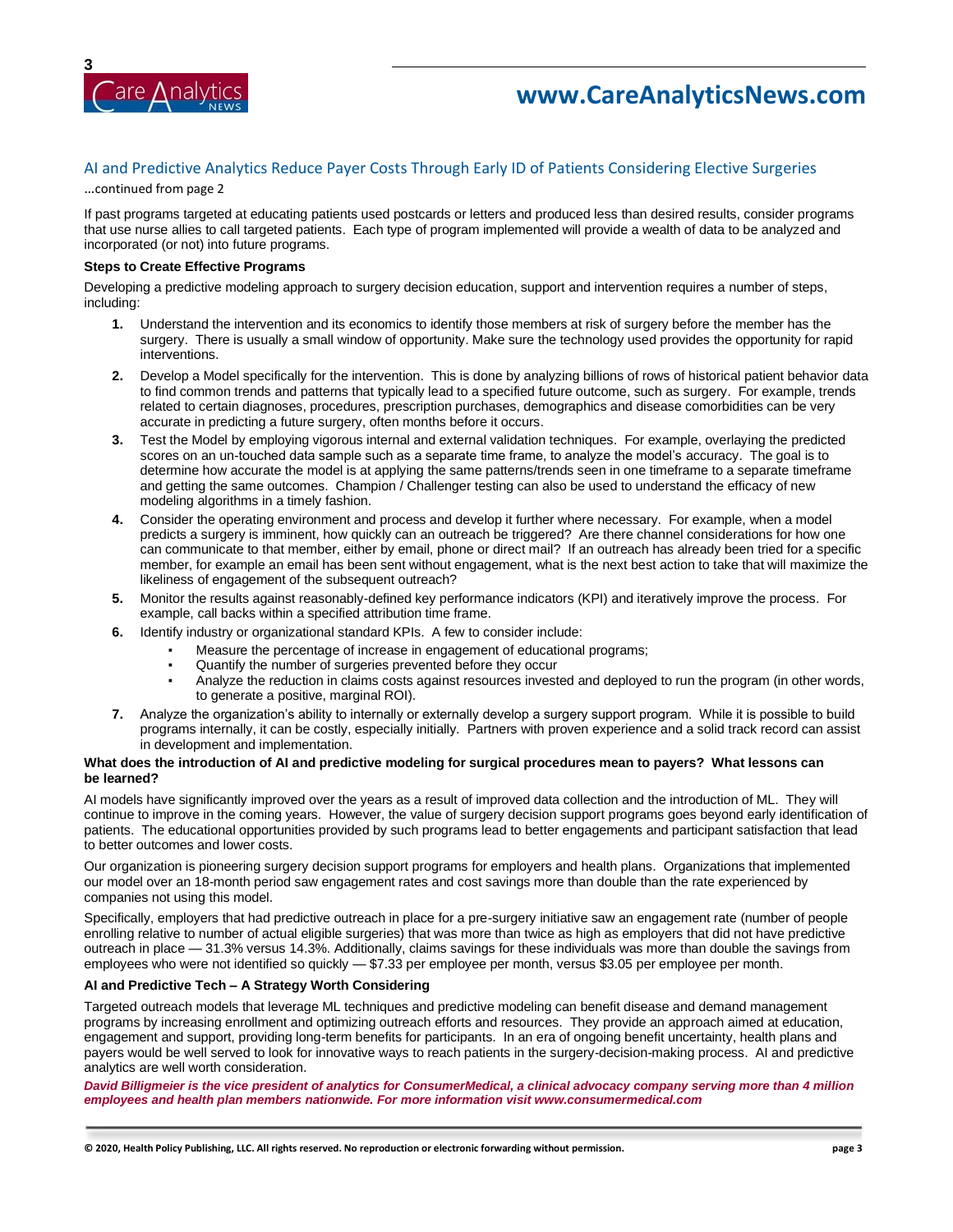## AI and Predictive Analytics Reduce Payer Costs Through Early ID of Patients Considering Elective Surgeries

…continued from page 2

If past programs targeted at educating patients used postcards or letters and produced less than desired results, consider programs that use nurse allies to call targeted patients. Each type of program implemented will provide a wealth of data to be analyzed and incorporated (or not) into future programs.

**Steps to Create Effective Programs**

Developing a predictive modeling approach to surgery decision education, support and intervention requires a number of steps, including:

1. Understand the intervention and its economics to identify those members at risk of surgery before the member has the surgery. There is usually a small window of opportunity. Make sure the technology used provides the opportunity for rapid interventions.
2. Develop a Model specifically for the intervention. This is done by analyzing billions of rows of historical patient behavior data to find common trends and patterns that typically lead to a specified future outcome, such as surgery. For example, trends related to certain diagnoses, procedures, prescription purchases, demographics and disease comorbidities can be very accurate in predicting a future surgery, often months before it occurs.
3. Test the Model by employing vigorous internal and external validation techniques. For example, overlaying the predicted scores on an un-touched data sample such as a separate time frame, to analyze the model's accuracy. The goal is to determine how accurate the model is at applying the same patterns/trends seen in one timeframe to a separate timeframe and getting the same outcomes. Champion / Challenger testing can also be used to understand the efficacy of new modeling algorithms in a timely fashion.
4. Consider the operating environment and process and develop it further where necessary. For example, when a model predicts a surgery is imminent, how quickly can an outreach be triggered? Are there channel considerations for how one can communicate to that member, either by email, phone or direct mail? If an outreach has already been tried for a specific member, for example an email has been sent without engagement, what is the next best action to take that will maximize the likeliness of engagement of the subsequent outreach?
5. Monitor the results against reasonably-defined key performance indicators (KPI) and iteratively improve the process. For example, call backs within a specified attribution time frame.
6. Identify industry or organizational standard KPIs. A few to consider include:
   - Measure the percentage of increase in engagement of educational programs;
   - Quantify the number of surgeries prevented before they occur
   - Analyze the reduction in claims costs against resources invested and deployed to run the program (in other words, to generate a positive, marginal ROI).
7. Analyze the organization's ability to internally or externally develop a surgery support program. While it is possible to build programs internally, it can be costly, especially initially. Partners with proven experience and a solid track record can assist in development and implementation.

**What does the introduction of AI and predictive modeling for surgical procedures mean to payers? What lessons can be learned?**

AI models have significantly improved over the years as a result of improved data collection and the introduction of ML. They will continue to improve in the coming years. However, the value of surgery decision support programs goes beyond early identification of patients. The educational opportunities provided by such programs lead to better engagements and participant satisfaction that lead to better outcomes and lower costs.

Our organization is pioneering surgery decision support programs for employers and health plans. Organizations that implemented our model over an 18-month period saw engagement rates and cost savings more than double than the rate experienced by companies not using this model.

Specifically, employers that had predictive outreach in place for a pre-surgery initiative saw an engagement rate (number of people enrolling relative to number of actual eligible surgeries) that was more than twice as high as employers that did not have predictive outreach in place — 31.3% versus 14.3%. Additionally, claims savings for these individuals was more than double the savings from employees who were not identified so quickly — $7.33 per employee per month, versus $3.05 per employee per month.

**AI and Predictive Tech – A Strategy Worth Considering**

Targeted outreach models that leverage ML techniques and predictive modeling can benefit disease and demand management programs by increasing enrollment and optimizing outreach efforts and resources. They provide an approach aimed at education, engagement and support, providing long-term benefits for participants. In an era of ongoing benefit uncertainty, health plans and payers would be well served to look for innovative ways to reach patients in the surgery-decision-making process. AI and predictive analytics are well worth consideration.

***David Billigmeier is the vice president of analytics for ConsumerMedical, a clinical advocacy company serving more than 4 million employees and health plan members nationwide. For more information visit www.consumermedical.com***